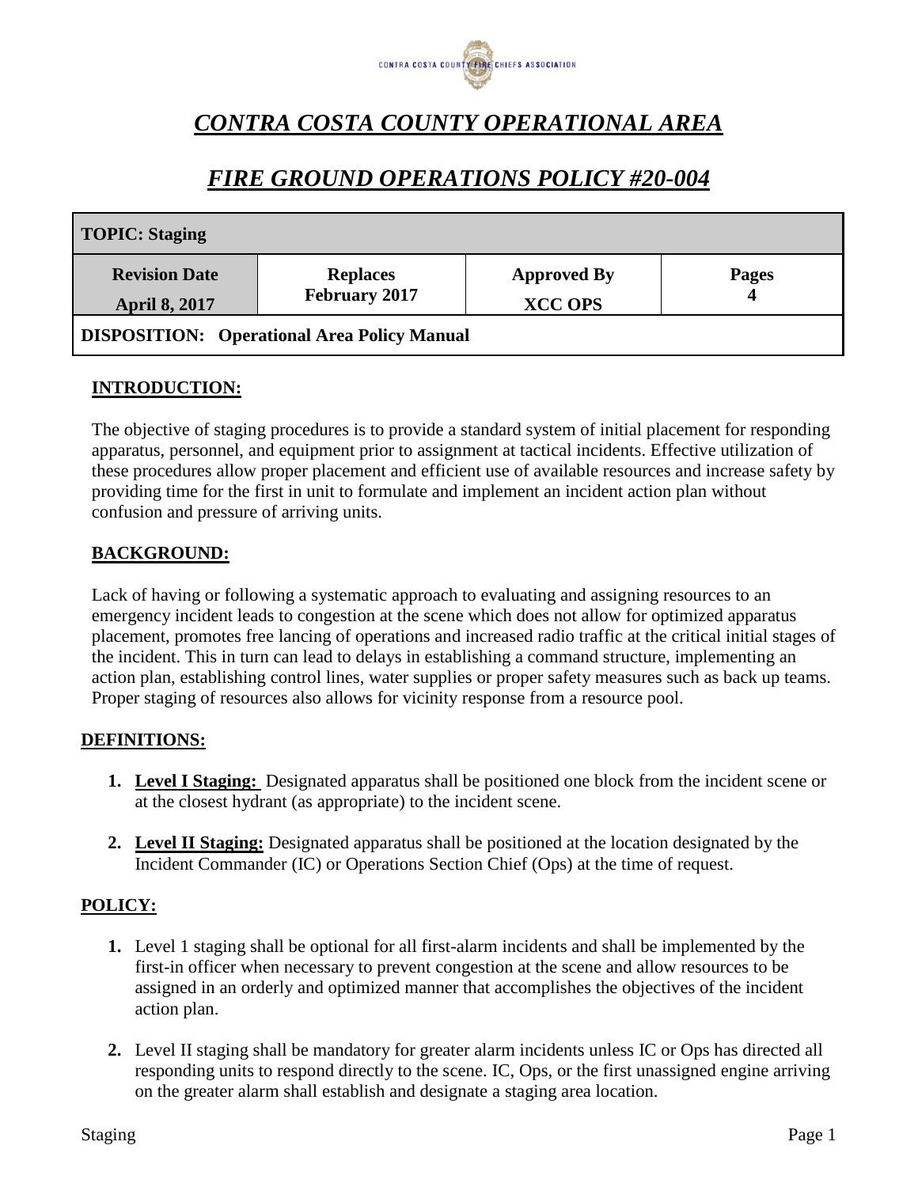CONTRA COSTA COUNTY FIRE CHIEFS ASSOCIATION

# *CONTRA COSTA COUNTY OPERATIONAL AREA*

# *FIRE GROUND OPERATIONS POLICY #20-004*

| TOPIC: Staging | | | |
| --- | --- | --- | --- |
| **Revision Date**<br>**April 8, 2017** | **Replaces**<br>**February 2017** | **Approved By**<br>**XCC OPS** | **Pages**<br>**4** |
| **DISPOSITION: Operational Area Policy Manual** | | | |

## INTRODUCTION:

The objective of staging procedures is to provide a standard system of initial placement for responding apparatus, personnel, and equipment prior to assignment at tactical incidents. Effective utilization of these procedures allow proper placement and efficient use of available resources and increase safety by providing time for the first in unit to formulate and implement an incident action plan without confusion and pressure of arriving units.

## BACKGROUND:

Lack of having or following a systematic approach to evaluating and assigning resources to an emergency incident leads to congestion at the scene which does not allow for optimized apparatus placement, promotes free lancing of operations and increased radio traffic at the critical initial stages of the incident. This in turn can lead to delays in establishing a command structure, implementing an action plan, establishing control lines, water supplies or proper safety measures such as back up teams. Proper staging of resources also allows for vicinity response from a resource pool.

## DEFINITIONS:

1. **Level I Staging:** Designated apparatus shall be positioned one block from the incident scene or at the closest hydrant (as appropriate) to the incident scene.

2. **Level II Staging:** Designated apparatus shall be positioned at the location designated by the Incident Commander (IC) or Operations Section Chief (Ops) at the time of request.

## POLICY:

1. Level 1 staging shall be optional for all first-alarm incidents and shall be implemented by the first-in officer when necessary to prevent congestion at the scene and allow resources to be assigned in an orderly and optimized manner that accomplishes the objectives of the incident action plan.

2. Level II staging shall be mandatory for greater alarm incidents unless IC or Ops has directed all responding units to respond directly to the scene. IC, Ops, or the first unassigned engine arriving on the greater alarm shall establish and designate a staging area location.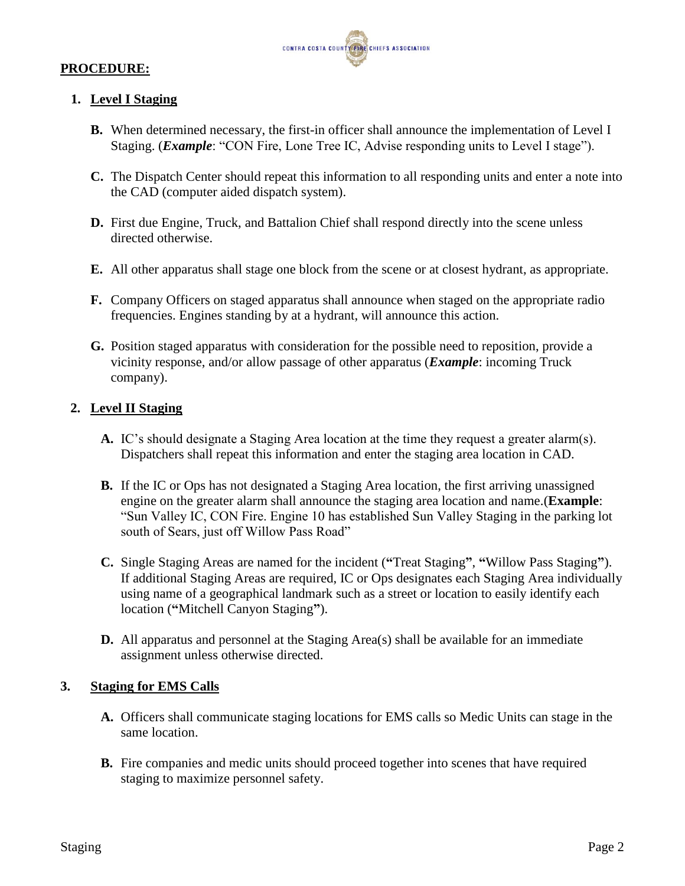**PROCEDURE:**

1. **Level I Staging**

   **B.** When determined necessary, the first-in officer shall announce the implementation of Level I Staging. (***Example***: "CON Fire, Lone Tree IC, Advise responding units to Level I stage").

   **C.** The Dispatch Center should repeat this information to all responding units and enter a note into the CAD (computer aided dispatch system).

   **D.** First due Engine, Truck, and Battalion Chief shall respond directly into the scene unless directed otherwise.

   **E.** All other apparatus shall stage one block from the scene or at closest hydrant, as appropriate.

   **F.** Company Officers on staged apparatus shall announce when staged on the appropriate radio frequencies. Engines standing by at a hydrant, will announce this action.

   **G.** Position staged apparatus with consideration for the possible need to reposition, provide a vicinity response, and/or allow passage of other apparatus (***Example***: incoming Truck company).

2. **Level II Staging**

   **A.** IC's should designate a Staging Area location at the time they request a greater alarm(s). Dispatchers shall repeat this information and enter the staging area location in CAD.

   **B.** If the IC or Ops has not designated a Staging Area location, the first arriving unassigned engine on the greater alarm shall announce the staging area location and name.(**Example**: "Sun Valley IC, CON Fire. Engine 10 has established Sun Valley Staging in the parking lot south of Sears, just off Willow Pass Road"

   **C.** Single Staging Areas are named for the incident (**"**Treat Staging**"**, **"**Willow Pass Staging**"**). If additional Staging Areas are required, IC or Ops designates each Staging Area individually using name of a geographical landmark such as a street or location to easily identify each location (**"**Mitchell Canyon Staging**"**).

   **D.** All apparatus and personnel at the Staging Area(s) shall be available for an immediate assignment unless otherwise directed.

3. **Staging for EMS Calls**

   **A.** Officers shall communicate staging locations for EMS calls so Medic Units can stage in the same location.

   **B.** Fire companies and medic units should proceed together into scenes that have required staging to maximize personnel safety.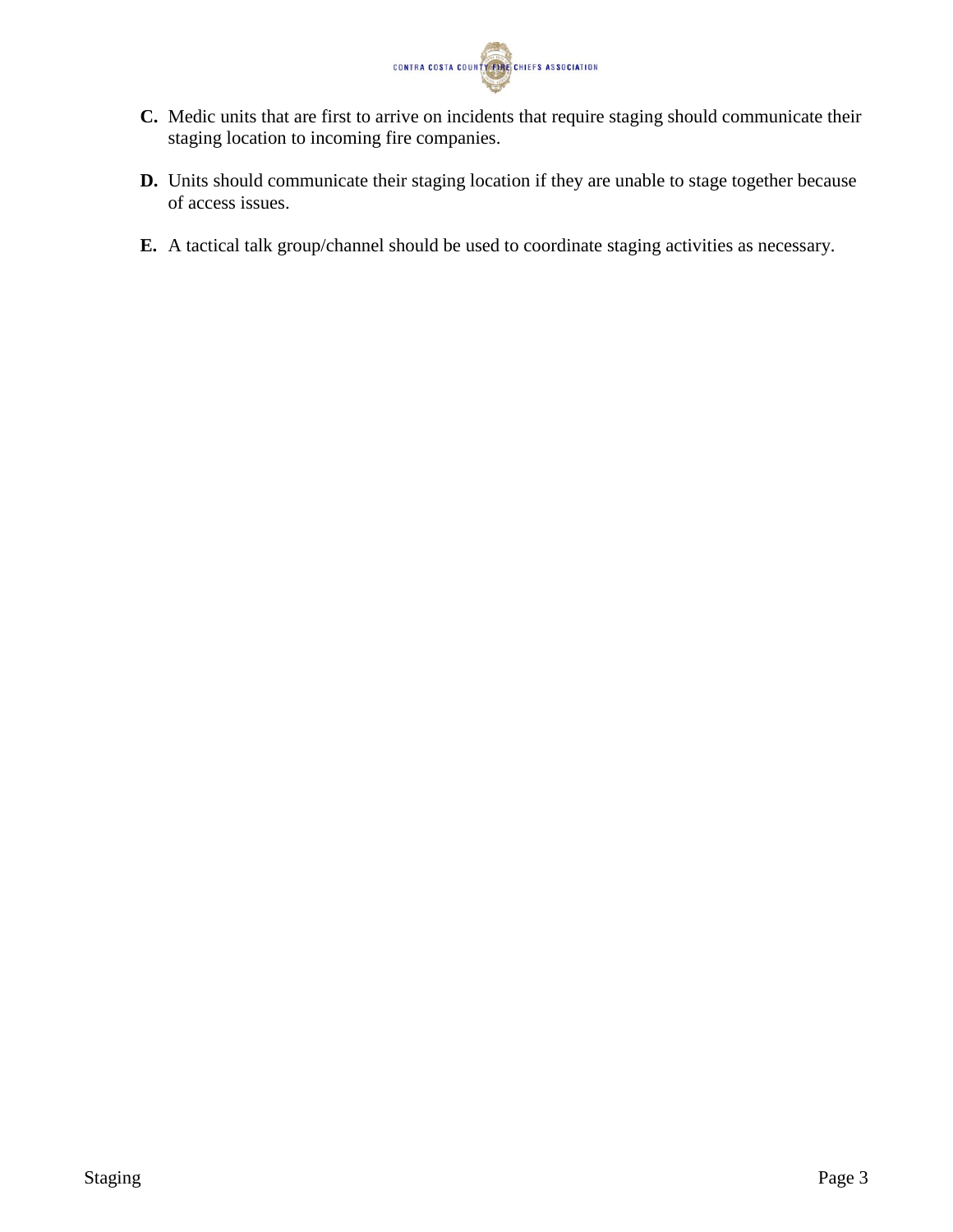**C.** Medic units that are first to arrive on incidents that require staging should communicate their staging location to incoming fire companies.

**D.** Units should communicate their staging location if they are unable to stage together because of access issues.

**E.** A tactical talk group/channel should be used to coordinate staging activities as necessary.